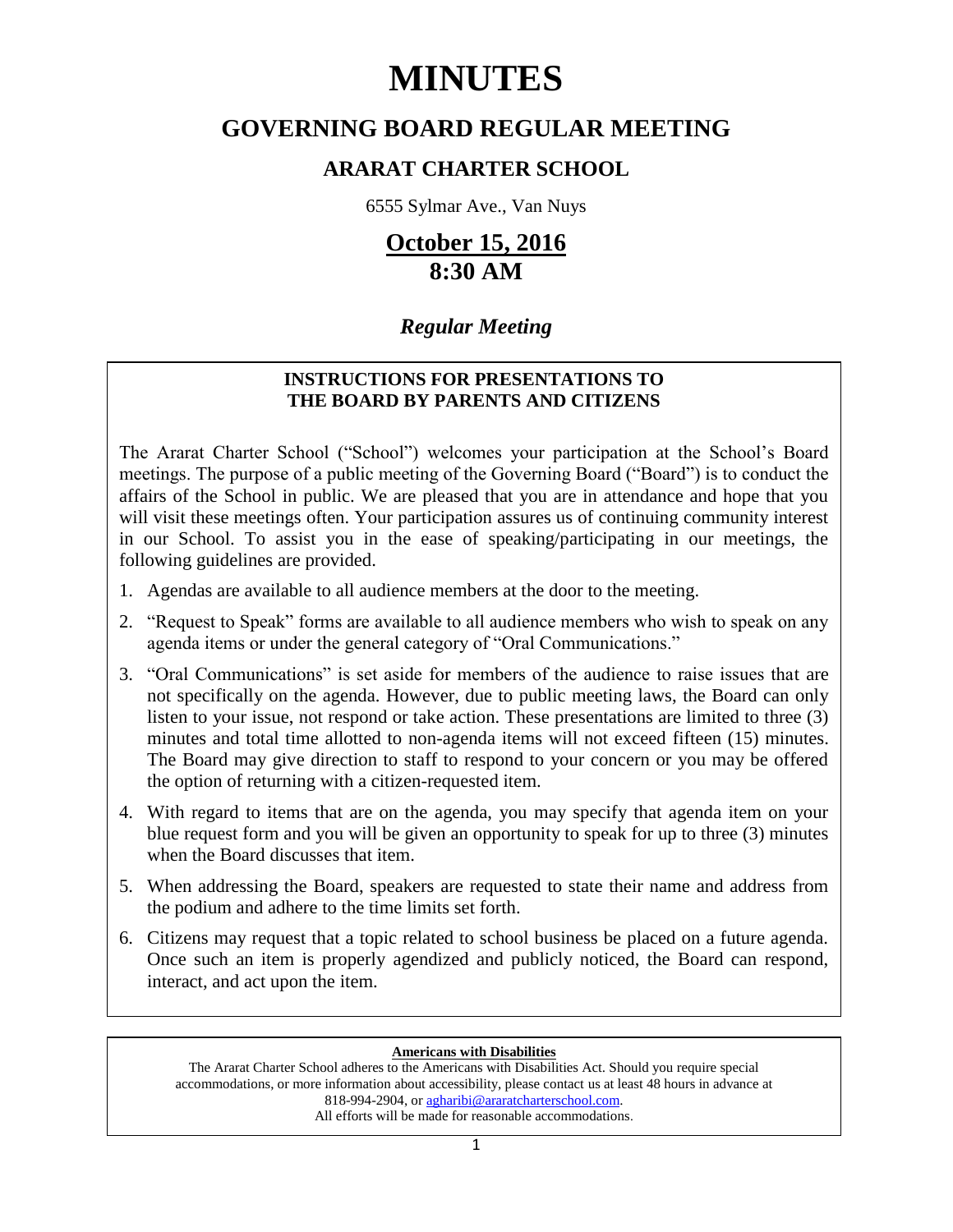# MINUTES

## GOVERNING BOARD REGULAR MEETING

### ARARAT CHARTER SCHOOL

6555 Sylmar Ave., Van Nuys

## October 15, 2016
## 8:30 AM

### *Regular Meeting*

**INSTRUCTIONS FOR PRESENTATIONS TO THE BOARD BY PARENTS AND CITIZENS**

The Ararat Charter School ("School") welcomes your participation at the School's Board meetings. The purpose of a public meeting of the Governing Board ("Board") is to conduct the affairs of the School in public. We are pleased that you are in attendance and hope that you will visit these meetings often. Your participation assures us of continuing community interest in our School. To assist you in the ease of speaking/participating in our meetings, the following guidelines are provided.

1. Agendas are available to all audience members at the door to the meeting.
2. "Request to Speak" forms are available to all audience members who wish to speak on any agenda items or under the general category of "Oral Communications."
3. "Oral Communications" is set aside for members of the audience to raise issues that are not specifically on the agenda. However, due to public meeting laws, the Board can only listen to your issue, not respond or take action. These presentations are limited to three (3) minutes and total time allotted to non-agenda items will not exceed fifteen (15) minutes. The Board may give direction to staff to respond to your concern or you may be offered the option of returning with a citizen-requested item.
4. With regard to items that are on the agenda, you may specify that agenda item on your blue request form and you will be given an opportunity to speak for up to three (3) minutes when the Board discusses that item.
5. When addressing the Board, speakers are requested to state their name and address from the podium and adhere to the time limits set forth.
6. Citizens may request that a topic related to school business be placed on a future agenda. Once such an item is properly agendized and publicly noticed, the Board can respond, interact, and act upon the item.

**Americans with Disabilities**

The Ararat Charter School adheres to the Americans with Disabilities Act. Should you require special accommodations, or more information about accessibility, please contact us at least 48 hours in advance at 818-994-2904, or agharibi@araratcharterschool.com.
All efforts will be made for reasonable accommodations.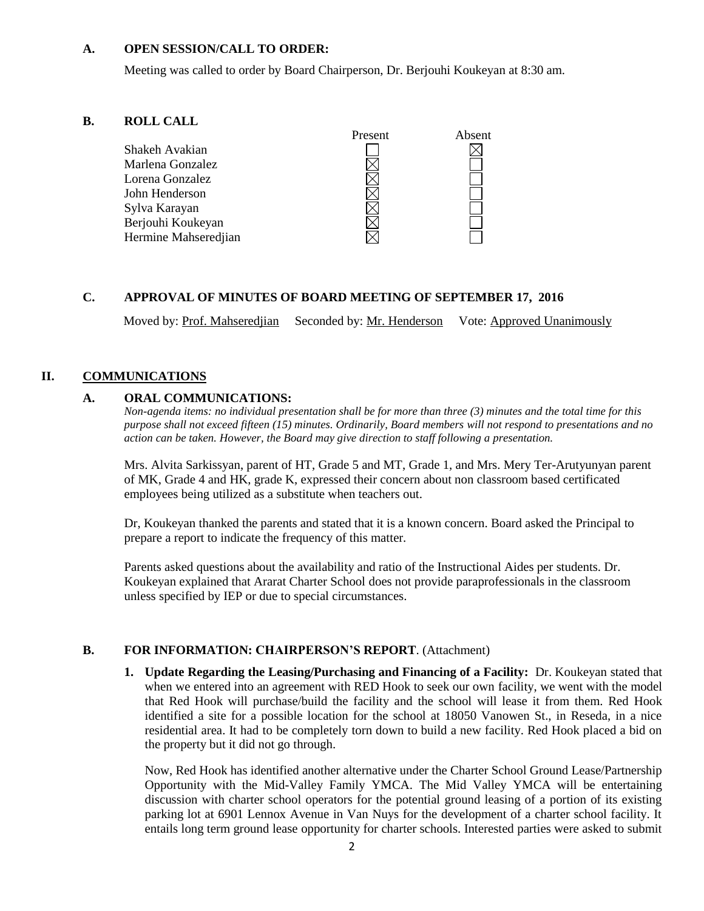### A. OPEN SESSION/CALL TO ORDER:

Meeting was called to order by Board Chairperson, Dr. Berjouhi Koukeyan at 8:30 am.

### B. ROLL CALL

| | Present | Absent |
|---|---|---|
| Shakeh Avakian | ☐ | ☒ |
| Marlena Gonzalez | ☒ | ☐ |
| Lorena Gonzalez | ☒ | ☐ |
| John Henderson | ☒ | ☐ |
| Sylva Karayan | ☒ | ☐ |
| Berjouhi Koukeyan | ☒ | ☐ |
| Hermine Mahseredjian | ☒ | ☐ |

### C. APPROVAL OF MINUTES OF BOARD MEETING OF SEPTEMBER 17, 2016

Moved by: Prof. Mahseredjian Seconded by: Mr. Henderson Vote: Approved Unanimously

## II. COMMUNICATIONS

### A. ORAL COMMUNICATIONS:

*Non-agenda items: no individual presentation shall be for more than three (3) minutes and the total time for this purpose shall not exceed fifteen (15) minutes. Ordinarily, Board members will not respond to presentations and no action can be taken. However, the Board may give direction to staff following a presentation.*

Mrs. Alvita Sarkissyan, parent of HT, Grade 5 and MT, Grade 1, and Mrs. Mery Ter-Arutyunyan parent of MK, Grade 4 and HK, grade K, expressed their concern about non classroom based certificated employees being utilized as a substitute when teachers out.

Dr, Koukeyan thanked the parents and stated that it is a known concern. Board asked the Principal to prepare a report to indicate the frequency of this matter.

Parents asked questions about the availability and ratio of the Instructional Aides per students. Dr. Koukeyan explained that Ararat Charter School does not provide paraprofessionals in the classroom unless specified by IEP or due to special circumstances.

### B. FOR INFORMATION: CHAIRPERSON'S REPORT. (Attachment)

1. **Update Regarding the Leasing/Purchasing and Financing of a Facility:** Dr. Koukeyan stated that when we entered into an agreement with RED Hook to seek our own facility, we went with the model that Red Hook will purchase/build the facility and the school will lease it from them. Red Hook identified a site for a possible location for the school at 18050 Vanowen St., in Reseda, in a nice residential area. It had to be completely torn down to build a new facility. Red Hook placed a bid on the property but it did not go through.

   Now, Red Hook has identified another alternative under the Charter School Ground Lease/Partnership Opportunity with the Mid-Valley Family YMCA. The Mid Valley YMCA will be entertaining discussion with charter school operators for the potential ground leasing of a portion of its existing parking lot at 6901 Lennox Avenue in Van Nuys for the development of a charter school facility. It entails long term ground lease opportunity for charter schools. Interested parties were asked to submit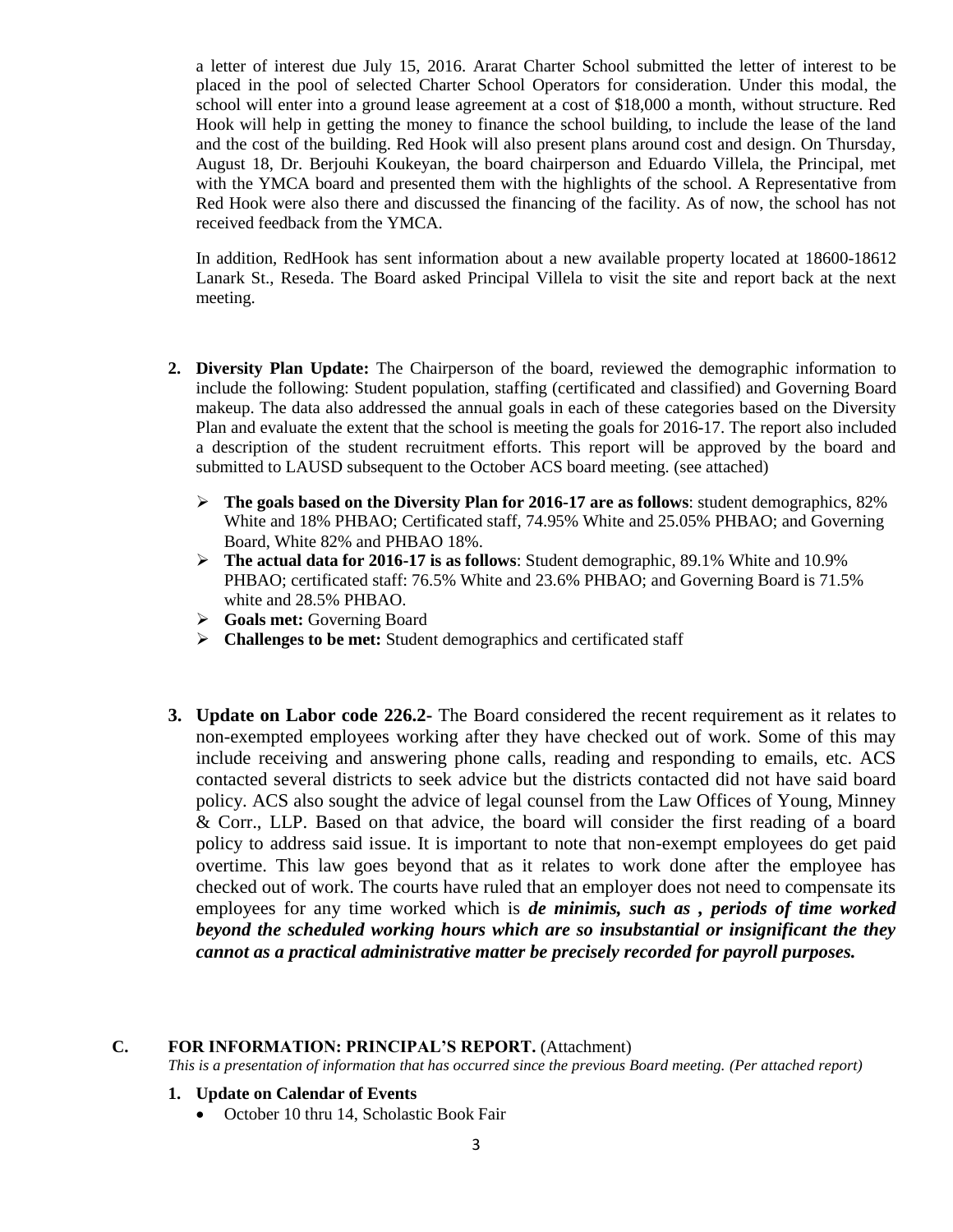a letter of interest due July 15, 2016. Ararat Charter School submitted the letter of interest to be placed in the pool of selected Charter School Operators for consideration. Under this modal, the school will enter into a ground lease agreement at a cost of $18,000 a month, without structure. Red Hook will help in getting the money to finance the school building, to include the lease of the land and the cost of the building. Red Hook will also present plans around cost and design. On Thursday, August 18, Dr. Berjouhi Koukeyan, the board chairperson and Eduardo Villela, the Principal, met with the YMCA board and presented them with the highlights of the school. A Representative from Red Hook were also there and discussed the financing of the facility. As of now, the school has not received feedback from the YMCA.

In addition, RedHook has sent information about a new available property located at 18600-18612 Lanark St., Reseda. The Board asked Principal Villela to visit the site and report back at the next meeting.

2. **Diversity Plan Update:** The Chairperson of the board, reviewed the demographic information to include the following: Student population, staffing (certificated and classified) and Governing Board makeup. The data also addressed the annual goals in each of these categories based on the Diversity Plan and evaluate the extent that the school is meeting the goals for 2016-17. The report also included a description of the student recruitment efforts. This report will be approved by the board and submitted to LAUSD subsequent to the October ACS board meeting. (see attached)

   - **The goals based on the Diversity Plan for 2016-17 are as follows**: student demographics, 82% White and 18% PHBAO; Certificated staff, 74.95% White and 25.05% PHBAO; and Governing Board, White 82% and PHBAO 18%.
   - **The actual data for 2016-17 is as follows**: Student demographic, 89.1% White and 10.9% PHBAO; certificated staff: 76.5% White and 23.6% PHBAO; and Governing Board is 71.5% white and 28.5% PHBAO.
   - **Goals met:** Governing Board
   - **Challenges to be met:** Student demographics and certificated staff

3. **Update on Labor code 226.2-** The Board considered the recent requirement as it relates to non-exempted employees working after they have checked out of work. Some of this may include receiving and answering phone calls, reading and responding to emails, etc. ACS contacted several districts to seek advice but the districts contacted did not have said board policy. ACS also sought the advice of legal counsel from the Law Offices of Young, Minney & Corr., LLP. Based on that advice, the board will consider the first reading of a board policy to address said issue. It is important to note that non-exempt employees do get paid overtime. This law goes beyond that as it relates to work done after the employee has checked out of work. The courts have ruled that an employer does not need to compensate its employees for any time worked which is ***de minimis, such as , periods of time worked beyond the scheduled working hours which are so insubstantial or insignificant the they cannot as a practical administrative matter be precisely recorded for payroll purposes.***

## C. FOR INFORMATION: PRINCIPAL'S REPORT. (Attachment)

*This is a presentation of information that has occurred since the previous Board meeting. (Per attached report)*

1. **Update on Calendar of Events**
   - October 10 thru 14, Scholastic Book Fair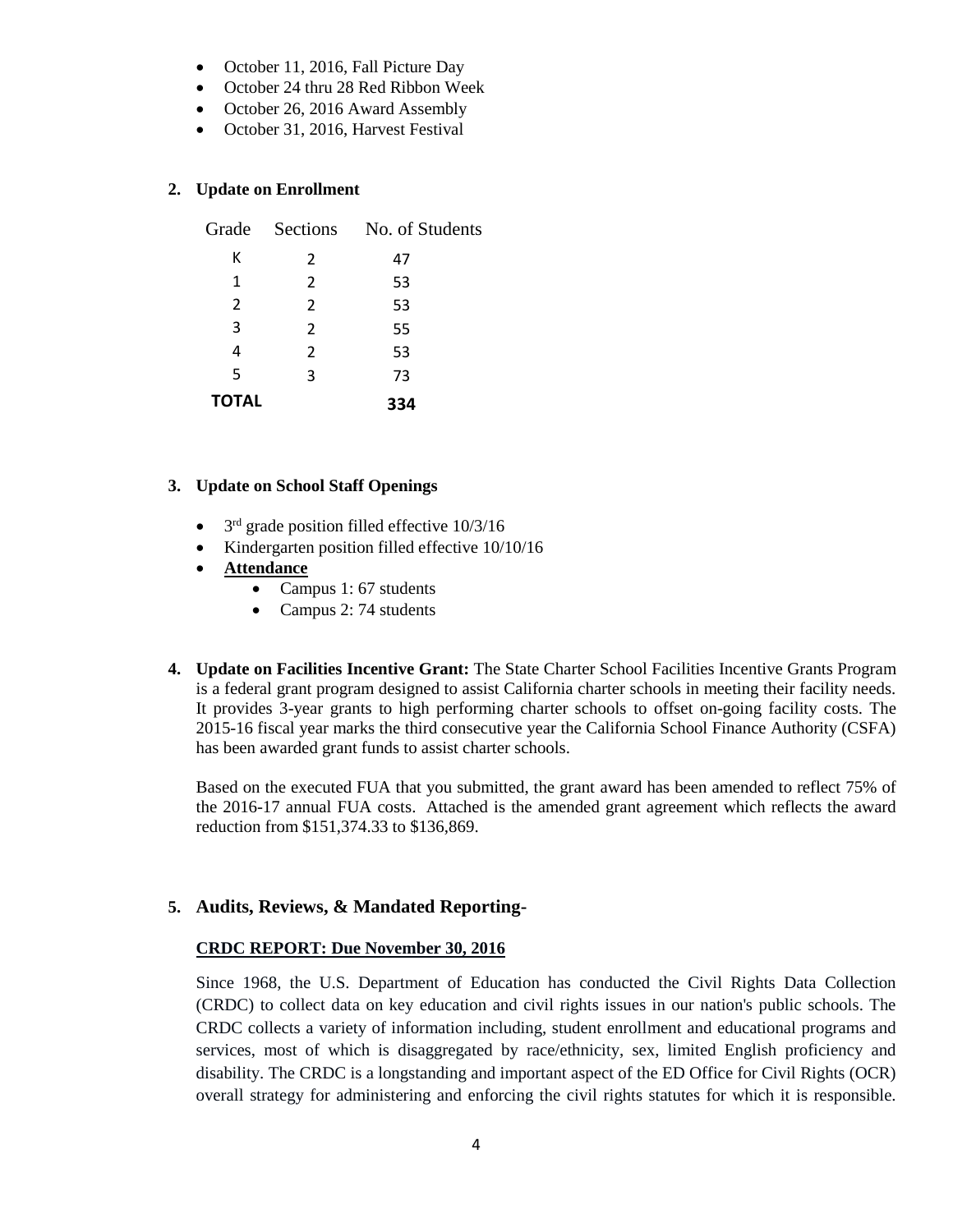- October 11, 2016, Fall Picture Day
- October 24 thru 28 Red Ribbon Week
- October 26, 2016 Award Assembly
- October 31, 2016, Harvest Festival

**2. Update on Enrollment**

| Grade | Sections | No. of Students |
|---|---|---|
| K | 2 | 47 |
| 1 | 2 | 53 |
| 2 | 2 | 53 |
| 3 | 2 | 55 |
| 4 | 2 | 53 |
| 5 | 3 | 73 |
| **TOTAL** | | **334** |

**3. Update on School Staff Openings**

- 3rd grade position filled effective 10/3/16
- Kindergarten position filled effective 10/10/16
- **Attendance**
    - Campus 1: 67 students
    - Campus 2: 74 students

**4. Update on Facilities Incentive Grant:** The State Charter School Facilities Incentive Grants Program is a federal grant program designed to assist California charter schools in meeting their facility needs. It provides 3-year grants to high performing charter schools to offset on-going facility costs. The 2015-16 fiscal year marks the third consecutive year the California School Finance Authority (CSFA) has been awarded grant funds to assist charter schools.

Based on the executed FUA that you submitted, the grant award has been amended to reflect 75% of the 2016-17 annual FUA costs. Attached is the amended grant agreement which reflects the award reduction from $151,374.33 to $136,869.

**5. Audits, Reviews, & Mandated Reporting-**

**CRDC REPORT: Due November 30, 2016**

Since 1968, the U.S. Department of Education has conducted the Civil Rights Data Collection (CRDC) to collect data on key education and civil rights issues in our nation's public schools. The CRDC collects a variety of information including, student enrollment and educational programs and services, most of which is disaggregated by race/ethnicity, sex, limited English proficiency and disability. The CRDC is a longstanding and important aspect of the ED Office for Civil Rights (OCR) overall strategy for administering and enforcing the civil rights statutes for which it is responsible.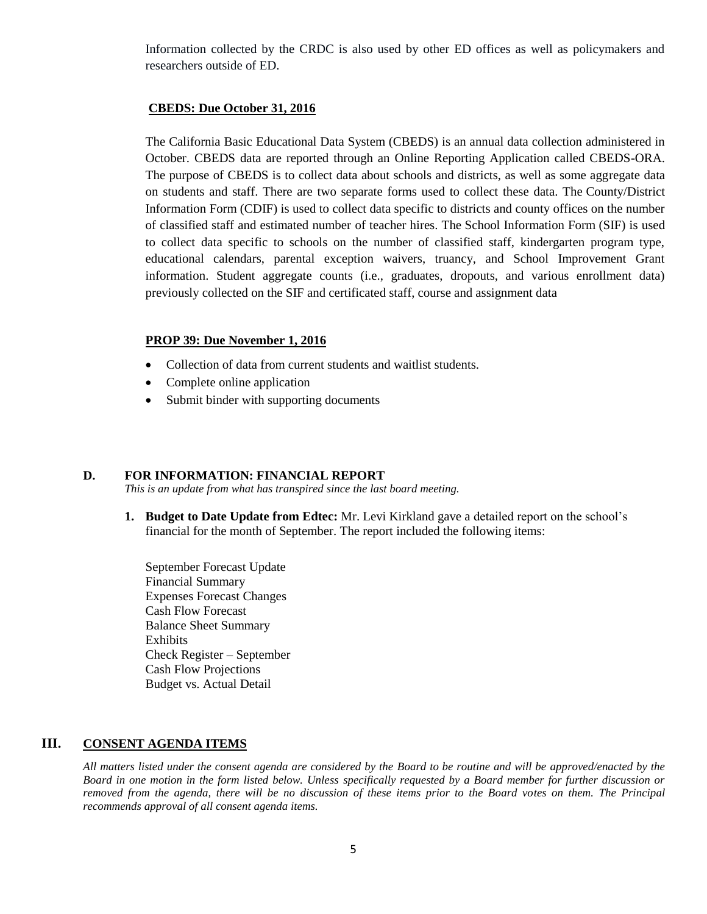Information collected by the CRDC is also used by other ED offices as well as policymakers and researchers outside of ED.

**CBEDS: Due October 31, 2016**

The California Basic Educational Data System (CBEDS) is an annual data collection administered in October. CBEDS data are reported through an Online Reporting Application called CBEDS-ORA. The purpose of CBEDS is to collect data about schools and districts, as well as some aggregate data on students and staff. There are two separate forms used to collect these data. The County/District Information Form (CDIF) is used to collect data specific to districts and county offices on the number of classified staff and estimated number of teacher hires. The School Information Form (SIF) is used to collect data specific to schools on the number of classified staff, kindergarten program type, educational calendars, parental exception waivers, truancy, and School Improvement Grant information. Student aggregate counts (i.e., graduates, dropouts, and various enrollment data) previously collected on the SIF and certificated staff, course and assignment data

**PROP 39: Due November 1, 2016**

- Collection of data from current students and waitlist students.
- Complete online application
- Submit binder with supporting documents

### D. FOR INFORMATION: FINANCIAL REPORT

*This is an update from what has transpired since the last board meeting.*

1. **Budget to Date Update from Edtec:** Mr. Levi Kirkland gave a detailed report on the school's financial for the month of September. The report included the following items:

   September Forecast Update
   Financial Summary
   Expenses Forecast Changes
   Cash Flow Forecast
   Balance Sheet Summary
   Exhibits
   Check Register – September
   Cash Flow Projections
   Budget vs. Actual Detail

## III. CONSENT AGENDA ITEMS

*All matters listed under the consent agenda are considered by the Board to be routine and will be approved/enacted by the Board in one motion in the form listed below. Unless specifically requested by a Board member for further discussion or removed from the agenda, there will be no discussion of these items prior to the Board votes on them. The Principal recommends approval of all consent agenda items.*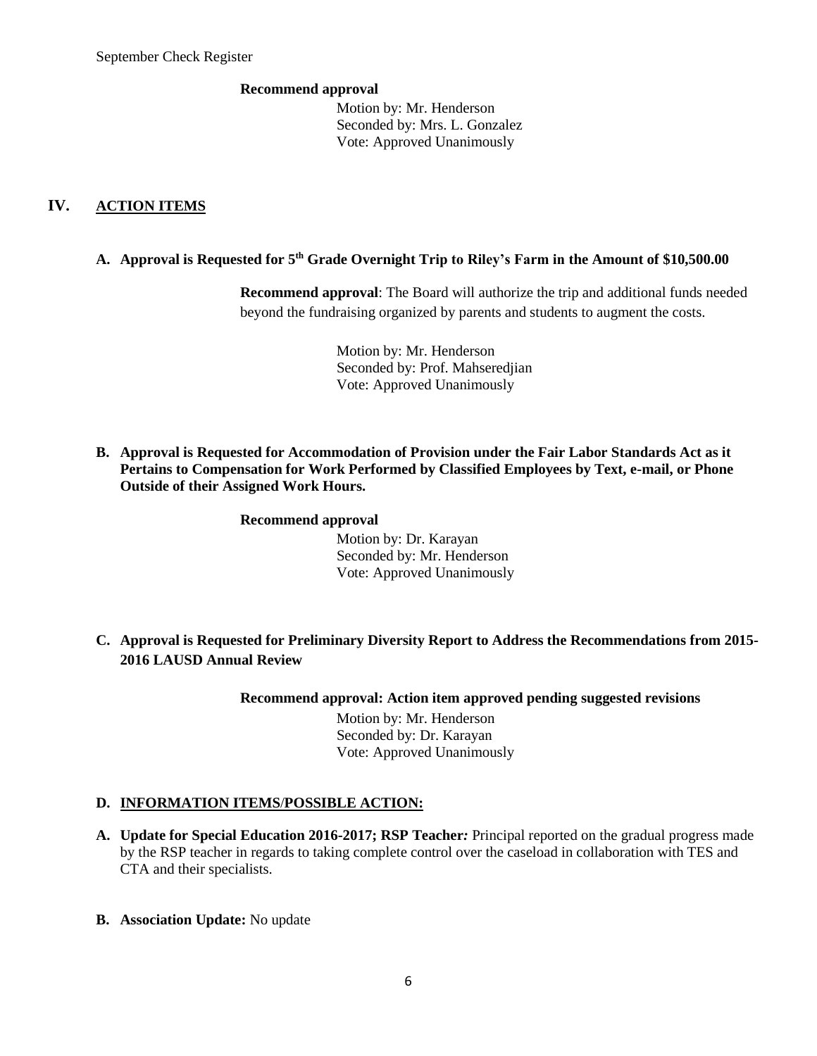September Check Register

**Recommend approval**

Motion by: Mr. Henderson
Seconded by: Mrs. L. Gonzalez
Vote: Approved Unanimously

## IV. ACTION ITEMS

**A. Approval is Requested for 5th Grade Overnight Trip to Riley's Farm in the Amount of $10,500.00**

**Recommend approval**: The Board will authorize the trip and additional funds needed beyond the fundraising organized by parents and students to augment the costs.

Motion by: Mr. Henderson
Seconded by: Prof. Mahseredjian
Vote: Approved Unanimously

**B. Approval is Requested for Accommodation of Provision under the Fair Labor Standards Act as it Pertains to Compensation for Work Performed by Classified Employees by Text, e-mail, or Phone Outside of their Assigned Work Hours.**

**Recommend approval**

Motion by: Dr. Karayan
Seconded by: Mr. Henderson
Vote: Approved Unanimously

**C. Approval is Requested for Preliminary Diversity Report to Address the Recommendations from 2015-2016 LAUSD Annual Review**

**Recommend approval: Action item approved pending suggested revisions**

Motion by: Mr. Henderson
Seconded by: Dr. Karayan
Vote: Approved Unanimously

### D. INFORMATION ITEMS/POSSIBLE ACTION:

**A. Update for Special Education 2016-2017; RSP Teacher*:*** Principal reported on the gradual progress made by the RSP teacher in regards to taking complete control over the caseload in collaboration with TES and CTA and their specialists.

**B. Association Update:** No update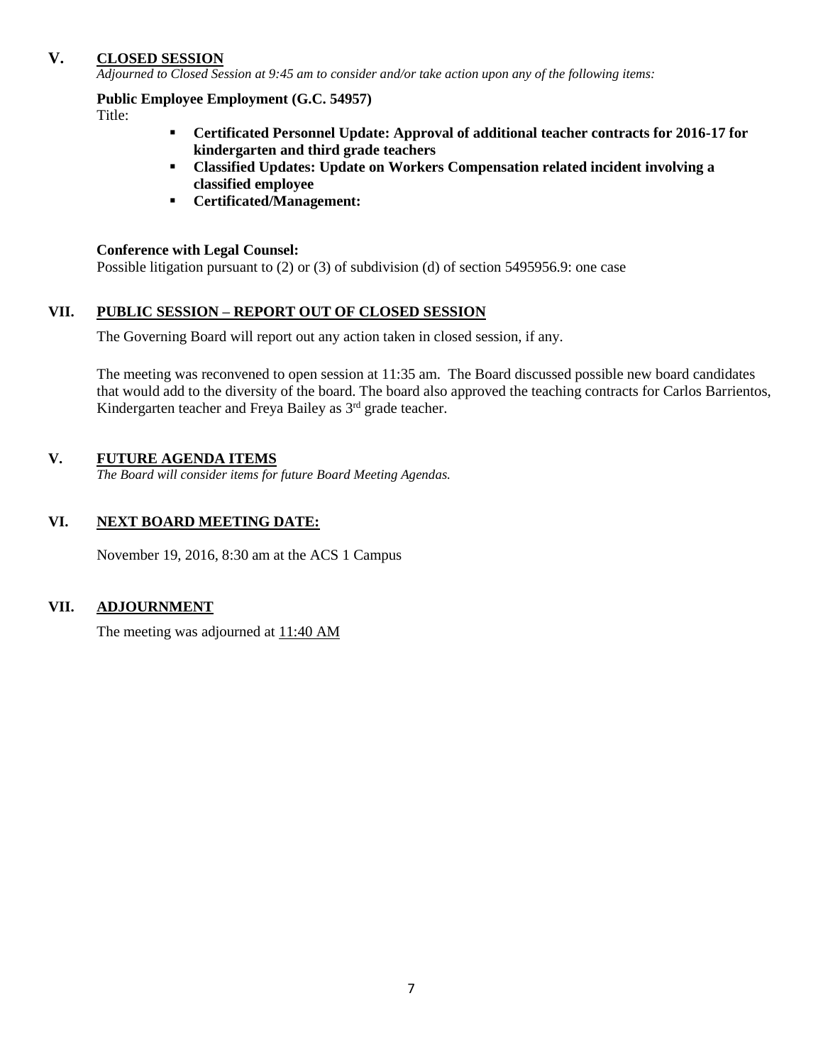## V. CLOSED SESSION

*Adjourned to Closed Session at 9:45 am to consider and/or take action upon any of the following items:*

**Public Employee Employment (G.C. 54957)**

Title:

- **Certificated Personnel Update: Approval of additional teacher contracts for 2016-17 for kindergarten and third grade teachers**
- **Classified Updates: Update on Workers Compensation related incident involving a classified employee**
- **Certificated/Management:**

**Conference with Legal Counsel:**

Possible litigation pursuant to (2) or (3) of subdivision (d) of section 5495956.9: one case

## VII. PUBLIC SESSION – REPORT OUT OF CLOSED SESSION

The Governing Board will report out any action taken in closed session, if any.

The meeting was reconvened to open session at 11:35 am. The Board discussed possible new board candidates that would add to the diversity of the board. The board also approved the teaching contracts for Carlos Barrientos, Kindergarten teacher and Freya Bailey as 3rd grade teacher.

## V. FUTURE AGENDA ITEMS

*The Board will consider items for future Board Meeting Agendas.*

## VI. NEXT BOARD MEETING DATE:

November 19, 2016, 8:30 am at the ACS 1 Campus

## VII. ADJOURNMENT

The meeting was adjourned at 11:40 AM